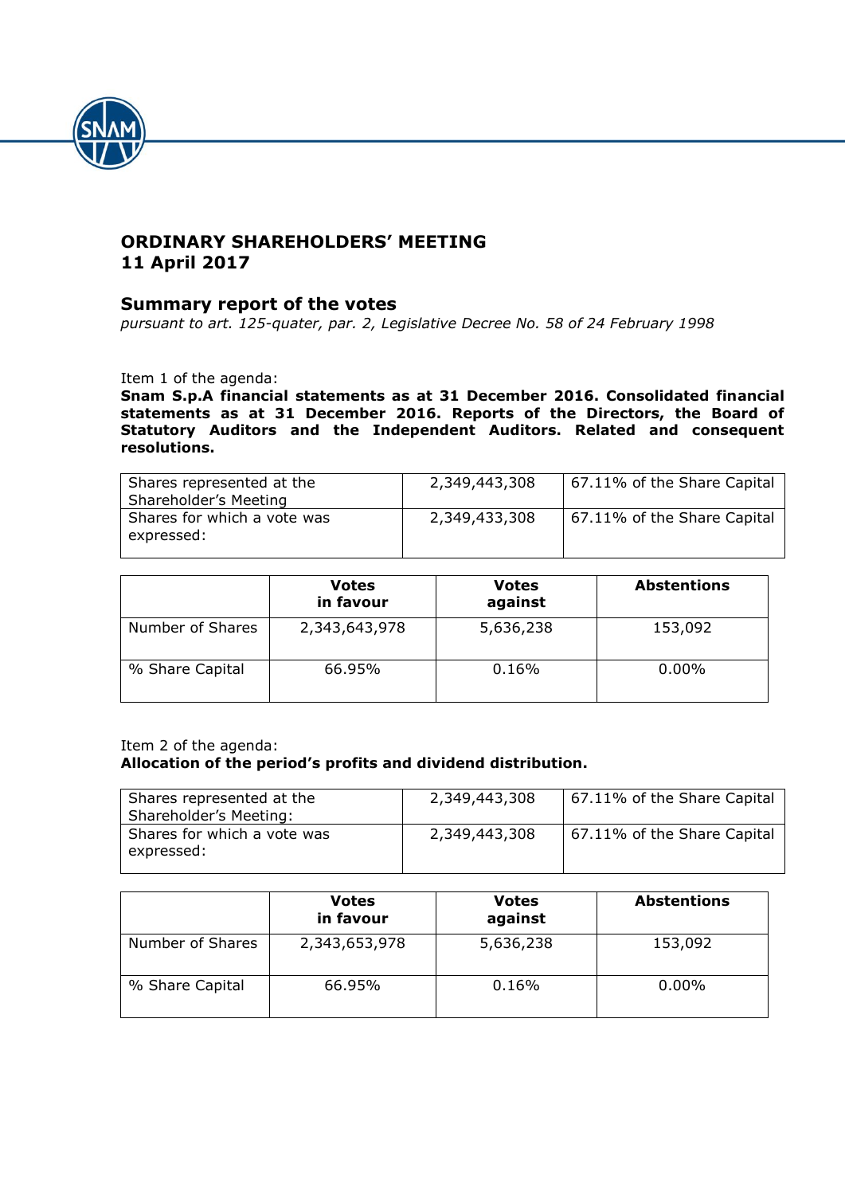## ORDINARY SHAREHOLDERS' MEETING
## 11 April 2017

### Summary report of the votes

*pursuant to art. 125-quater, par. 2, Legislative Decree No. 58 of 24 February 1998*

Item 1 of the agenda:

**Snam S.p.A financial statements as at 31 December 2016. Consolidated financial statements as at 31 December 2016. Reports of the Directors, the Board of Statutory Auditors and the Independent Auditors. Related and consequent resolutions.**

| | | |
|---|---|---|
| Shares represented at the Shareholder's Meeting | 2,349,443,308 | 67.11% of the Share Capital |
| Shares for which a vote was expressed: | 2,349,433,308 | 67.11% of the Share Capital |

| | Votes in favour | Votes against | Abstentions |
|---|---|---|---|
| Number of Shares | 2,343,643,978 | 5,636,238 | 153,092 |
| % Share Capital | 66.95% | 0.16% | 0.00% |

Item 2 of the agenda:

**Allocation of the period's profits and dividend distribution.**

| | | |
|---|---|---|
| Shares represented at the Shareholder's Meeting: | 2,349,443,308 | 67.11% of the Share Capital |
| Shares for which a vote was expressed: | 2,349,443,308 | 67.11% of the Share Capital |

| | Votes in favour | Votes against | Abstentions |
|---|---|---|---|
| Number of Shares | 2,343,653,978 | 5,636,238 | 153,092 |
| % Share Capital | 66.95% | 0.16% | 0.00% |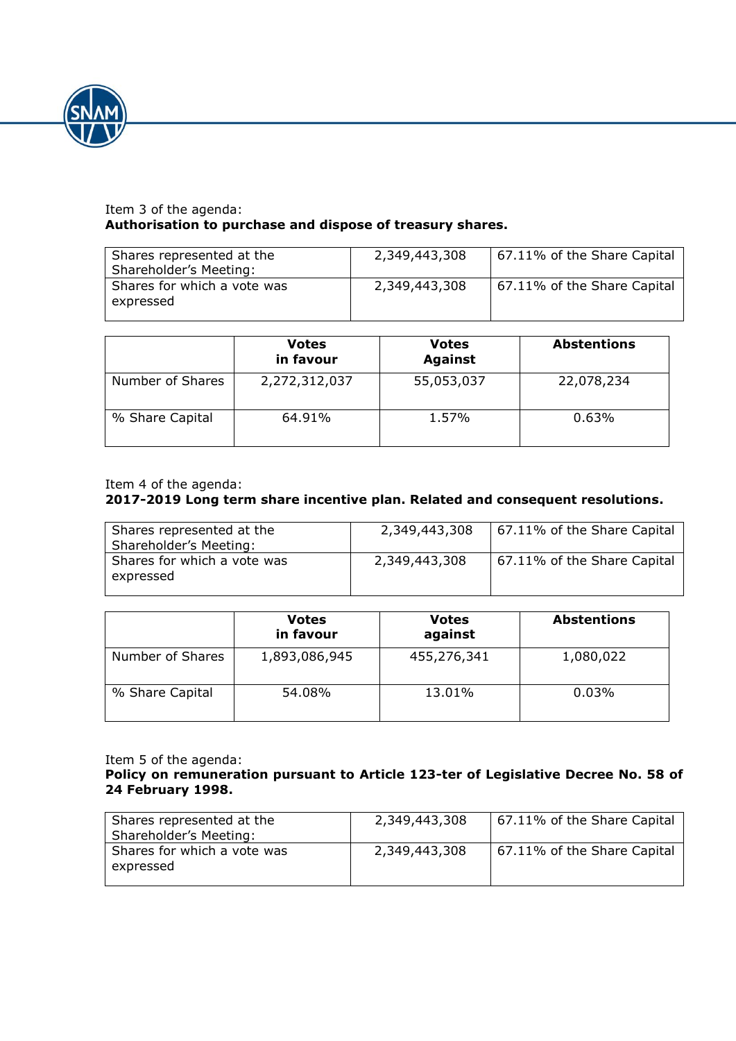Item 3 of the agenda:
**Authorisation to purchase and dispose of treasury shares.**

| | | |
|---|---|---|
| Shares represented at the Shareholder's Meeting: | 2,349,443,308 | 67.11% of the Share Capital |
| Shares for which a vote was expressed | 2,349,443,308 | 67.11% of the Share Capital |

| | Votes in favour | Votes Against | Abstentions |
|---|---|---|---|
| Number of Shares | 2,272,312,037 | 55,053,037 | 22,078,234 |
| % Share Capital | 64.91% | 1.57% | 0.63% |

Item 4 of the agenda:
**2017-2019 Long term share incentive plan. Related and consequent resolutions.**

| | | |
|---|---|---|
| Shares represented at the Shareholder's Meeting: | 2,349,443,308 | 67.11% of the Share Capital |
| Shares for which a vote was expressed | 2,349,443,308 | 67.11% of the Share Capital |

| | Votes in favour | Votes against | Abstentions |
|---|---|---|---|
| Number of Shares | 1,893,086,945 | 455,276,341 | 1,080,022 |
| % Share Capital | 54.08% | 13.01% | 0.03% |

Item 5 of the agenda:
**Policy on remuneration pursuant to Article 123-ter of Legislative Decree No. 58 of 24 February 1998.**

| | | |
|---|---|---|
| Shares represented at the Shareholder's Meeting: | 2,349,443,308 | 67.11% of the Share Capital |
| Shares for which a vote was expressed | 2,349,443,308 | 67.11% of the Share Capital |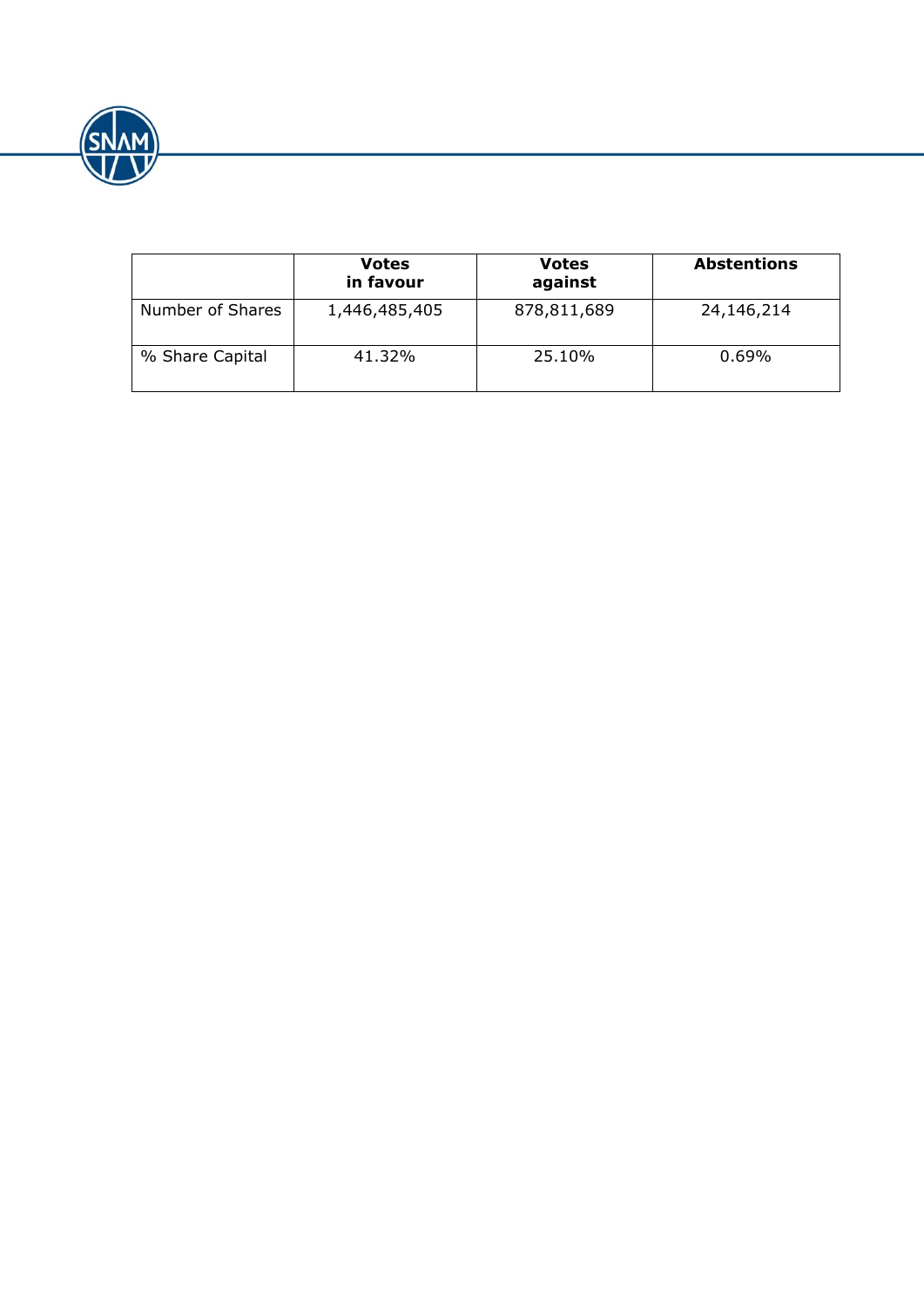| | Votes in favour | Votes against | Abstentions |
|---|---|---|---|
| Number of Shares | 1,446,485,405 | 878,811,689 | 24,146,214 |
| % Share Capital | 41.32% | 25.10% | 0.69% |